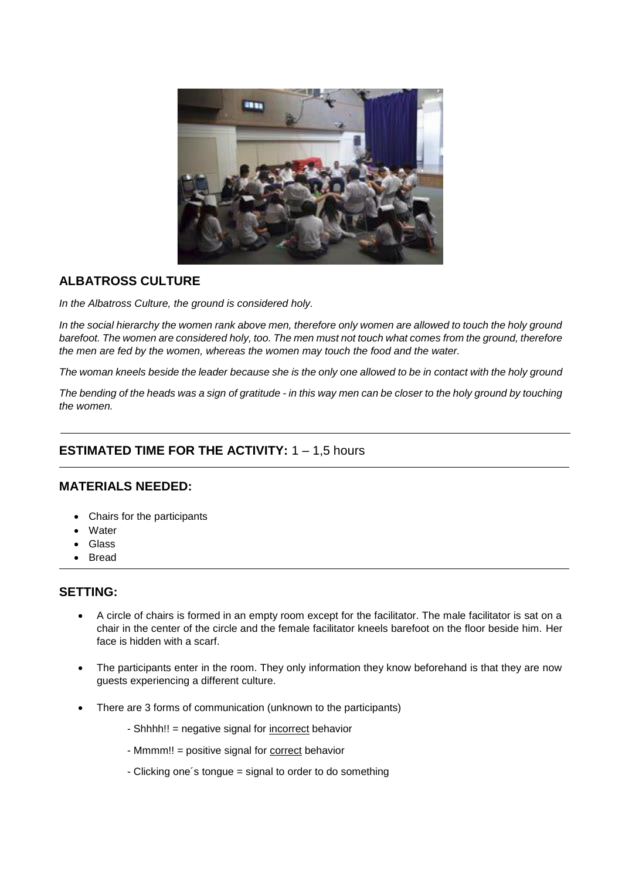## ALBATROSS CULTURE

*In the Albatross Culture, the ground is considered holy.*

*In the social hierarchy the women rank above men, therefore only women are allowed to touch the holy ground barefoot. The women are considered holy, too. The men must not touch what comes from the ground, therefore the men are fed by the women, whereas the women may touch the food and the water.*

*The woman kneels beside the leader because she is the only one allowed to be in contact with the holy ground*

*The bending of the heads was a sign of gratitude - in this way men can be closer to the holy ground by touching the women.*

---

## ESTIMATED TIME FOR THE ACTIVITY: 1 – 1,5 hours

---

## MATERIALS NEEDED:

- Chairs for the participants
- Water
- Glass
- Bread

---

## SETTING:

- A circle of chairs is formed in an empty room except for the facilitator. The male facilitator is sat on a chair in the center of the circle and the female facilitator kneels barefoot on the floor beside him. Her face is hidden with a scarf.

- The participants enter in the room. They only information they know beforehand is that they are now guests experiencing a different culture.

- There are 3 forms of communication (unknown to the participants)

    - Shhhh!! = negative signal for incorrect behavior

    - Mmmm!! = positive signal for correct behavior

    - Clicking one´s tongue = signal to order to do something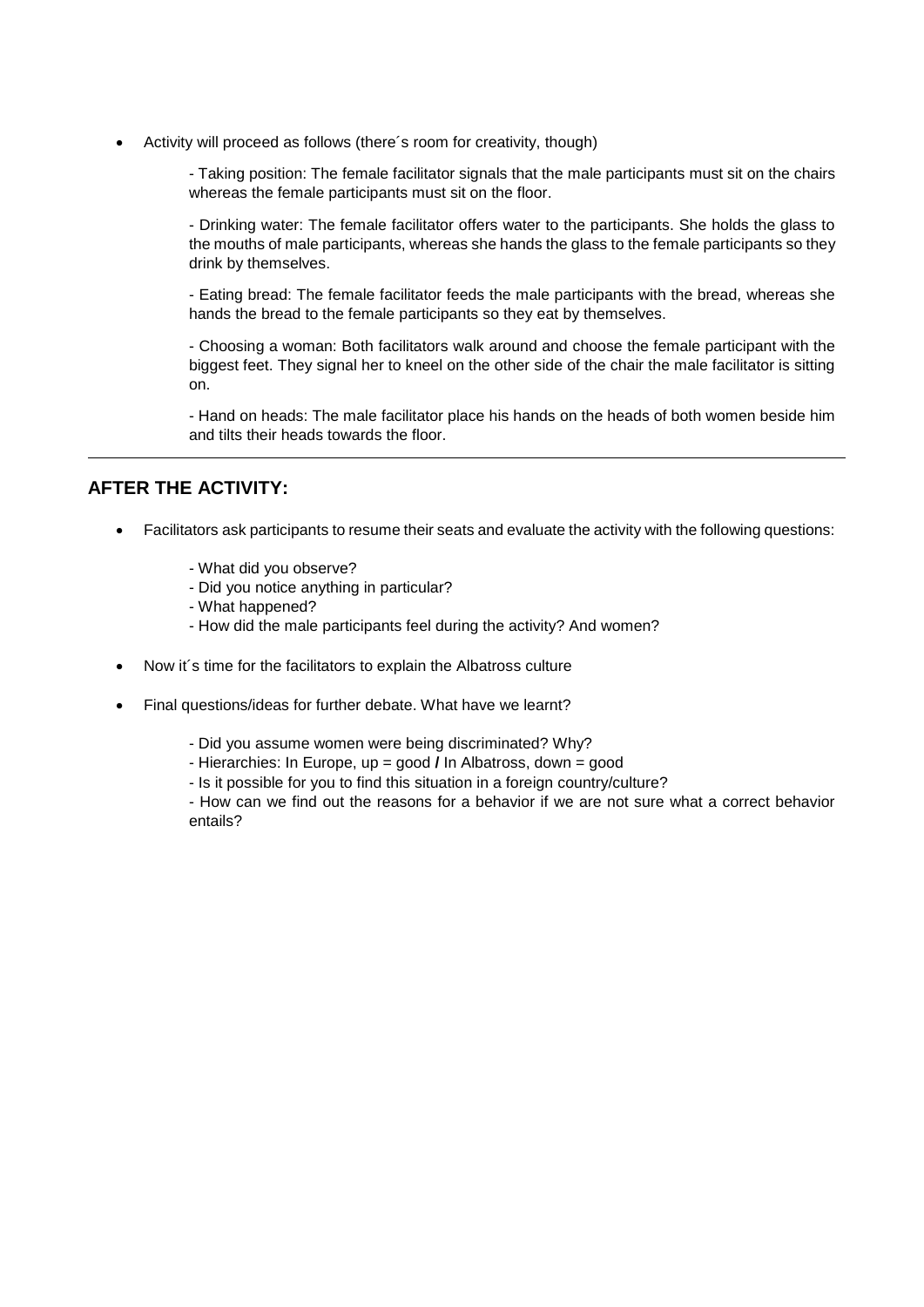- Activity will proceed as follows (there´s room for creativity, though)

  - Taking position: The female facilitator signals that the male participants must sit on the chairs whereas the female participants must sit on the floor.

  - Drinking water: The female facilitator offers water to the participants. She holds the glass to the mouths of male participants, whereas she hands the glass to the female participants so they drink by themselves.

  - Eating bread: The female facilitator feeds the male participants with the bread, whereas she hands the bread to the female participants so they eat by themselves.

  - Choosing a woman: Both facilitators walk around and choose the female participant with the biggest feet. They signal her to kneel on the other side of the chair the male facilitator is sitting on.

  - Hand on heads: The male facilitator place his hands on the heads of both women beside him and tilts their heads towards the floor.

---

## AFTER THE ACTIVITY:

- Facilitators ask participants to resume their seats and evaluate the activity with the following questions:

  - What did you observe?
  - Did you notice anything in particular?
  - What happened?
  - How did the male participants feel during the activity? And women?

- Now it´s time for the facilitators to explain the Albatross culture

- Final questions/ideas for further debate. What have we learnt?

  - Did you assume women were being discriminated? Why?
  - Hierarchies: In Europe, up = good **/** In Albatross, down = good
  - Is it possible for you to find this situation in a foreign country/culture?
  - How can we find out the reasons for a behavior if we are not sure what a correct behavior entails?